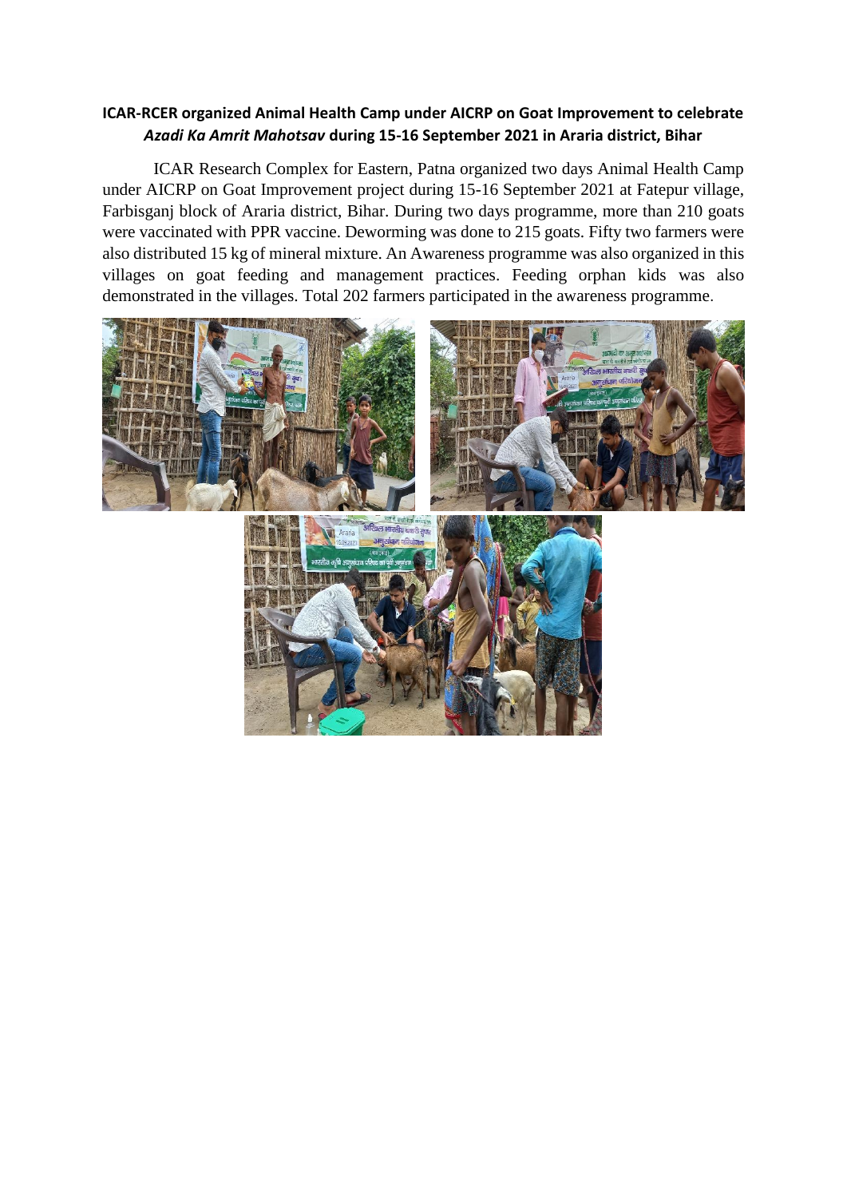**ICAR-RCER organized Animal Health Camp under AICRP on Goat Improvement to celebrate *Azadi Ka Amrit Mahotsav* during 15-16 September 2021 in Araria district, Bihar**

ICAR Research Complex for Eastern, Patna organized two days Animal Health Camp under AICRP on Goat Improvement project during 15-16 September 2021 at Fatepur village, Farbisganj block of Araria district, Bihar. During two days programme, more than 210 goats were vaccinated with PPR vaccine. Deworming was done to 215 goats. Fifty two farmers were also distributed 15 kg of mineral mixture. An Awareness programme was also organized in this villages on goat feeding and management practices. Feeding orphan kids was also demonstrated in the villages. Total 202 farmers participated in the awareness programme.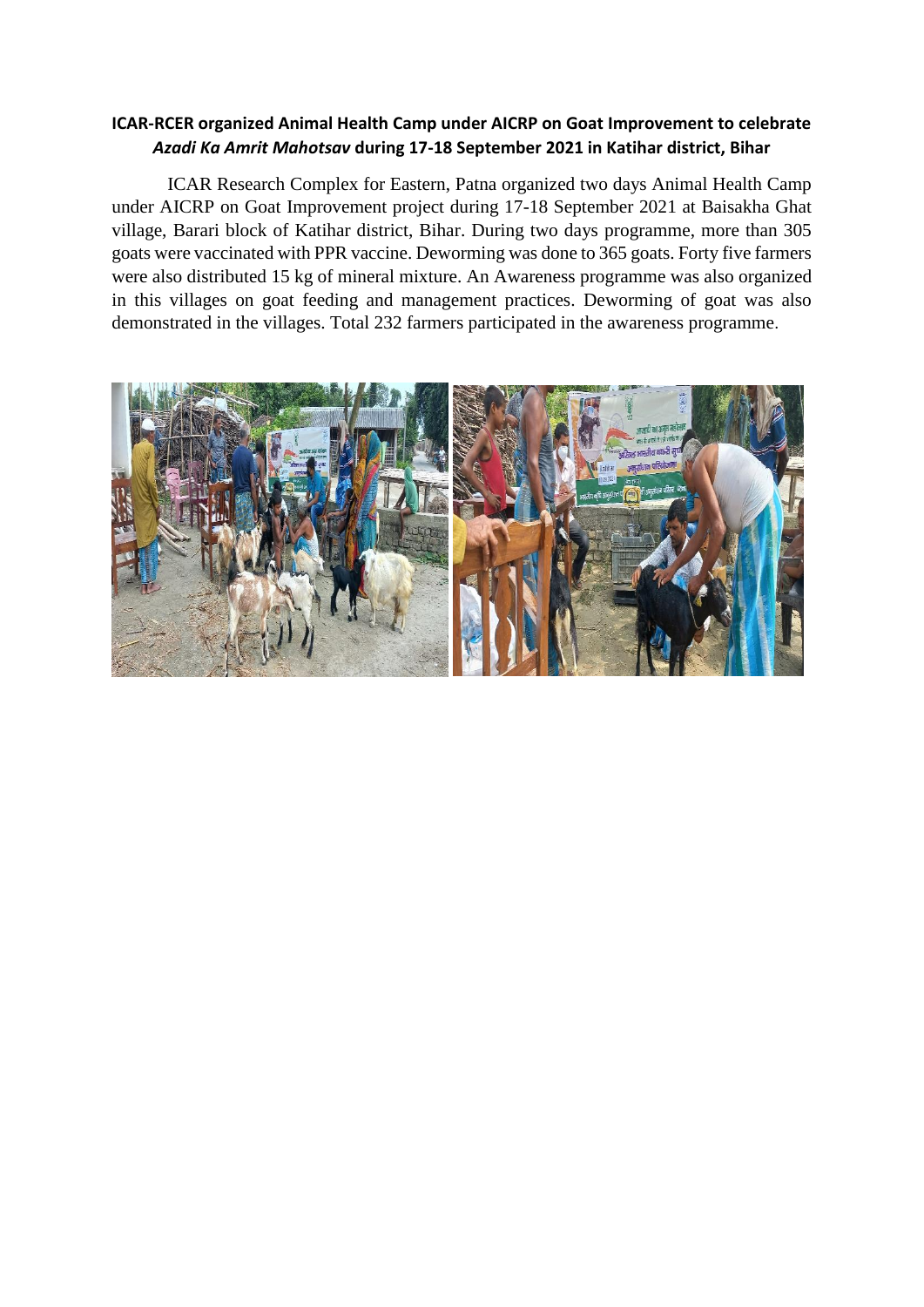**ICAR-RCER organized Animal Health Camp under AICRP on Goat Improvement to celebrate *Azadi Ka Amrit Mahotsav* during 17-18 September 2021 in Katihar district, Bihar**

ICAR Research Complex for Eastern, Patna organized two days Animal Health Camp under AICRP on Goat Improvement project during 17-18 September 2021 at Baisakha Ghat village, Barari block of Katihar district, Bihar. During two days programme, more than 305 goats were vaccinated with PPR vaccine. Deworming was done to 365 goats. Forty five farmers were also distributed 15 kg of mineral mixture. An Awareness programme was also organized in this villages on goat feeding and management practices. Deworming of goat was also demonstrated in the villages. Total 232 farmers participated in the awareness programme.